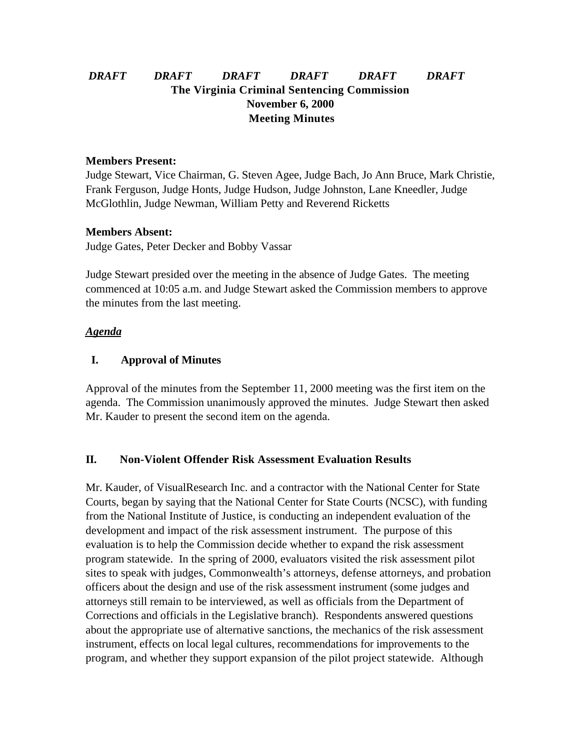***DRAFT DRAFT DRAFT DRAFT DRAFT DRAFT***

**The Virginia Criminal Sentencing Commission**
**November 6, 2000**
**Meeting Minutes**

**Members Present:**
Judge Stewart, Vice Chairman, G. Steven Agee, Judge Bach, Jo Ann Bruce, Mark Christie, Frank Ferguson, Judge Honts, Judge Hudson, Judge Johnston, Lane Kneedler, Judge McGlothlin, Judge Newman, William Petty and Reverend Ricketts

**Members Absent:**
Judge Gates, Peter Decker and Bobby Vassar

Judge Stewart presided over the meeting in the absence of Judge Gates. The meeting commenced at 10:05 a.m. and Judge Stewart asked the Commission members to approve the minutes from the last meeting.

***Agenda***

## I. Approval of Minutes

Approval of the minutes from the September 11, 2000 meeting was the first item on the agenda. The Commission unanimously approved the minutes. Judge Stewart then asked Mr. Kauder to present the second item on the agenda.

## II. Non-Violent Offender Risk Assessment Evaluation Results

Mr. Kauder, of VisualResearch Inc. and a contractor with the National Center for State Courts, began by saying that the National Center for State Courts (NCSC), with funding from the National Institute of Justice, is conducting an independent evaluation of the development and impact of the risk assessment instrument. The purpose of this evaluation is to help the Commission decide whether to expand the risk assessment program statewide. In the spring of 2000, evaluators visited the risk assessment pilot sites to speak with judges, Commonwealth's attorneys, defense attorneys, and probation officers about the design and use of the risk assessment instrument (some judges and attorneys still remain to be interviewed, as well as officials from the Department of Corrections and officials in the Legislative branch). Respondents answered questions about the appropriate use of alternative sanctions, the mechanics of the risk assessment instrument, effects on local legal cultures, recommendations for improvements to the program, and whether they support expansion of the pilot project statewide. Although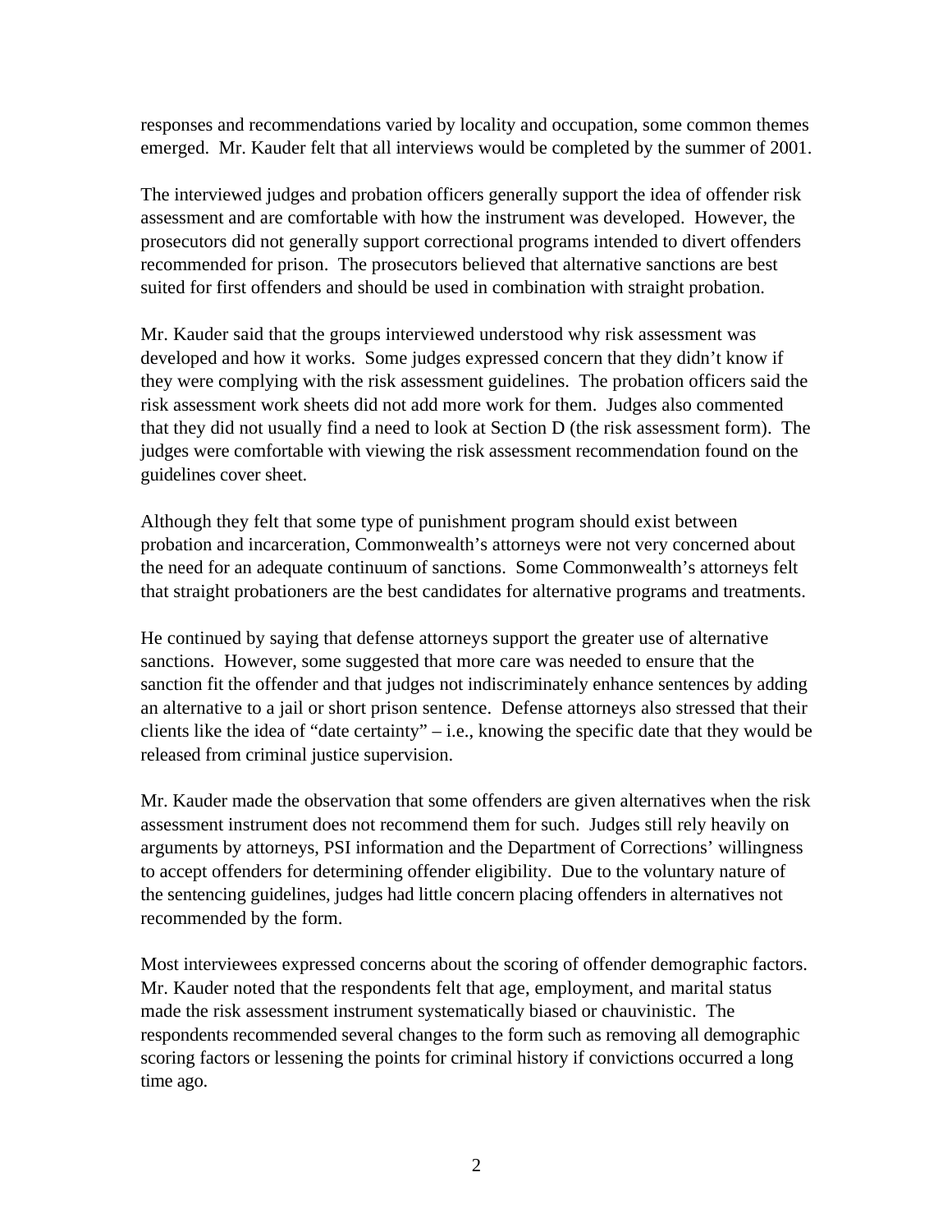responses and recommendations varied by locality and occupation, some common themes emerged. Mr. Kauder felt that all interviews would be completed by the summer of 2001.

The interviewed judges and probation officers generally support the idea of offender risk assessment and are comfortable with how the instrument was developed. However, the prosecutors did not generally support correctional programs intended to divert offenders recommended for prison. The prosecutors believed that alternative sanctions are best suited for first offenders and should be used in combination with straight probation.

Mr. Kauder said that the groups interviewed understood why risk assessment was developed and how it works. Some judges expressed concern that they didn't know if they were complying with the risk assessment guidelines. The probation officers said the risk assessment work sheets did not add more work for them. Judges also commented that they did not usually find a need to look at Section D (the risk assessment form). The judges were comfortable with viewing the risk assessment recommendation found on the guidelines cover sheet.

Although they felt that some type of punishment program should exist between probation and incarceration, Commonwealth's attorneys were not very concerned about the need for an adequate continuum of sanctions. Some Commonwealth's attorneys felt that straight probationers are the best candidates for alternative programs and treatments.

He continued by saying that defense attorneys support the greater use of alternative sanctions. However, some suggested that more care was needed to ensure that the sanction fit the offender and that judges not indiscriminately enhance sentences by adding an alternative to a jail or short prison sentence. Defense attorneys also stressed that their clients like the idea of "date certainty" – i.e., knowing the specific date that they would be released from criminal justice supervision.

Mr. Kauder made the observation that some offenders are given alternatives when the risk assessment instrument does not recommend them for such. Judges still rely heavily on arguments by attorneys, PSI information and the Department of Corrections' willingness to accept offenders for determining offender eligibility. Due to the voluntary nature of the sentencing guidelines, judges had little concern placing offenders in alternatives not recommended by the form.

Most interviewees expressed concerns about the scoring of offender demographic factors. Mr. Kauder noted that the respondents felt that age, employment, and marital status made the risk assessment instrument systematically biased or chauvinistic. The respondents recommended several changes to the form such as removing all demographic scoring factors or lessening the points for criminal history if convictions occurred a long time ago.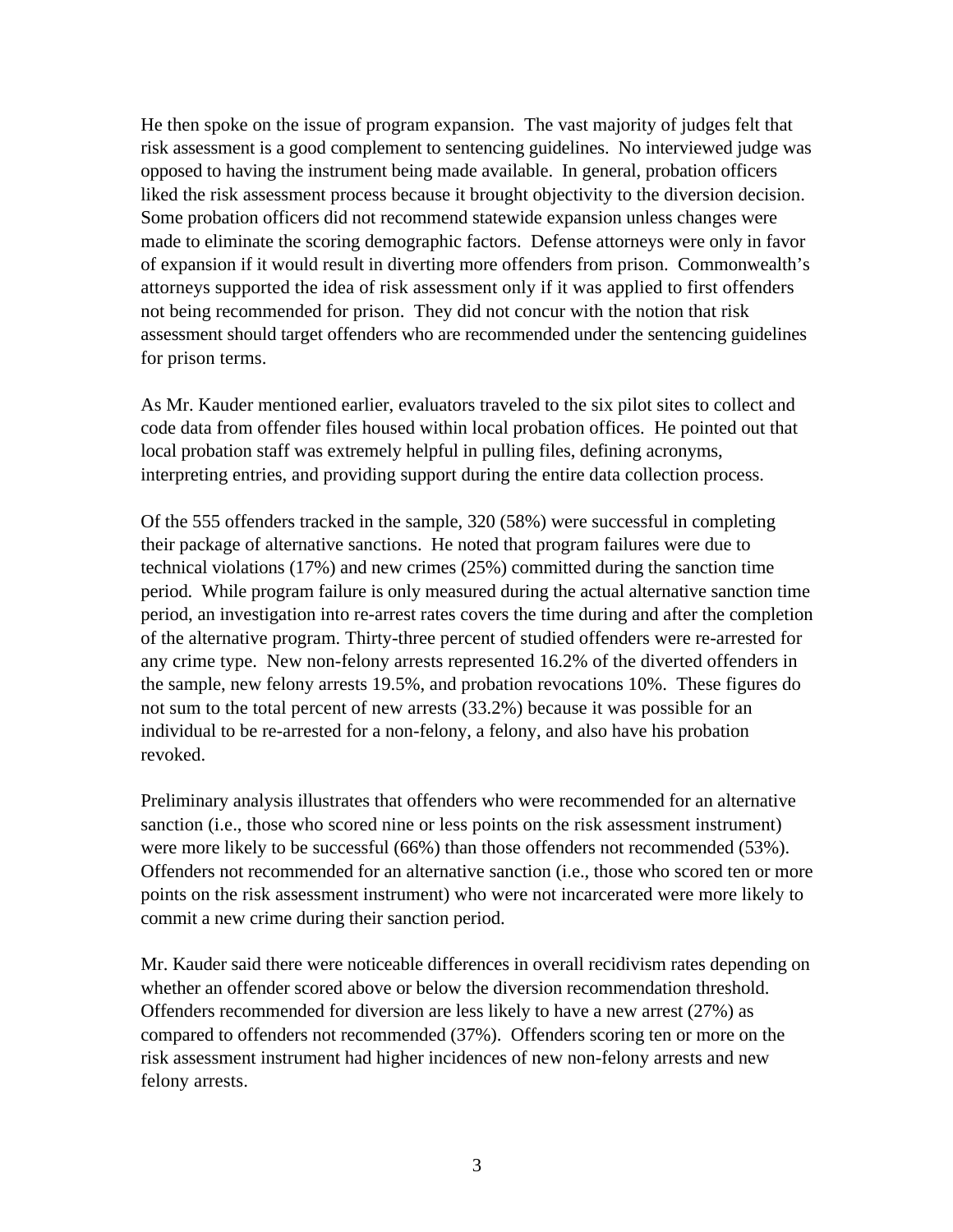He then spoke on the issue of program expansion. The vast majority of judges felt that risk assessment is a good complement to sentencing guidelines. No interviewed judge was opposed to having the instrument being made available. In general, probation officers liked the risk assessment process because it brought objectivity to the diversion decision. Some probation officers did not recommend statewide expansion unless changes were made to eliminate the scoring demographic factors. Defense attorneys were only in favor of expansion if it would result in diverting more offenders from prison. Commonwealth's attorneys supported the idea of risk assessment only if it was applied to first offenders not being recommended for prison. They did not concur with the notion that risk assessment should target offenders who are recommended under the sentencing guidelines for prison terms.

As Mr. Kauder mentioned earlier, evaluators traveled to the six pilot sites to collect and code data from offender files housed within local probation offices. He pointed out that local probation staff was extremely helpful in pulling files, defining acronyms, interpreting entries, and providing support during the entire data collection process.

Of the 555 offenders tracked in the sample, 320 (58%) were successful in completing their package of alternative sanctions. He noted that program failures were due to technical violations (17%) and new crimes (25%) committed during the sanction time period. While program failure is only measured during the actual alternative sanction time period, an investigation into re-arrest rates covers the time during and after the completion of the alternative program. Thirty-three percent of studied offenders were re-arrested for any crime type. New non-felony arrests represented 16.2% of the diverted offenders in the sample, new felony arrests 19.5%, and probation revocations 10%. These figures do not sum to the total percent of new arrests (33.2%) because it was possible for an individual to be re-arrested for a non-felony, a felony, and also have his probation revoked.

Preliminary analysis illustrates that offenders who were recommended for an alternative sanction (i.e., those who scored nine or less points on the risk assessment instrument) were more likely to be successful (66%) than those offenders not recommended (53%). Offenders not recommended for an alternative sanction (i.e., those who scored ten or more points on the risk assessment instrument) who were not incarcerated were more likely to commit a new crime during their sanction period.

Mr. Kauder said there were noticeable differences in overall recidivism rates depending on whether an offender scored above or below the diversion recommendation threshold. Offenders recommended for diversion are less likely to have a new arrest (27%) as compared to offenders not recommended (37%). Offenders scoring ten or more on the risk assessment instrument had higher incidences of new non-felony arrests and new felony arrests.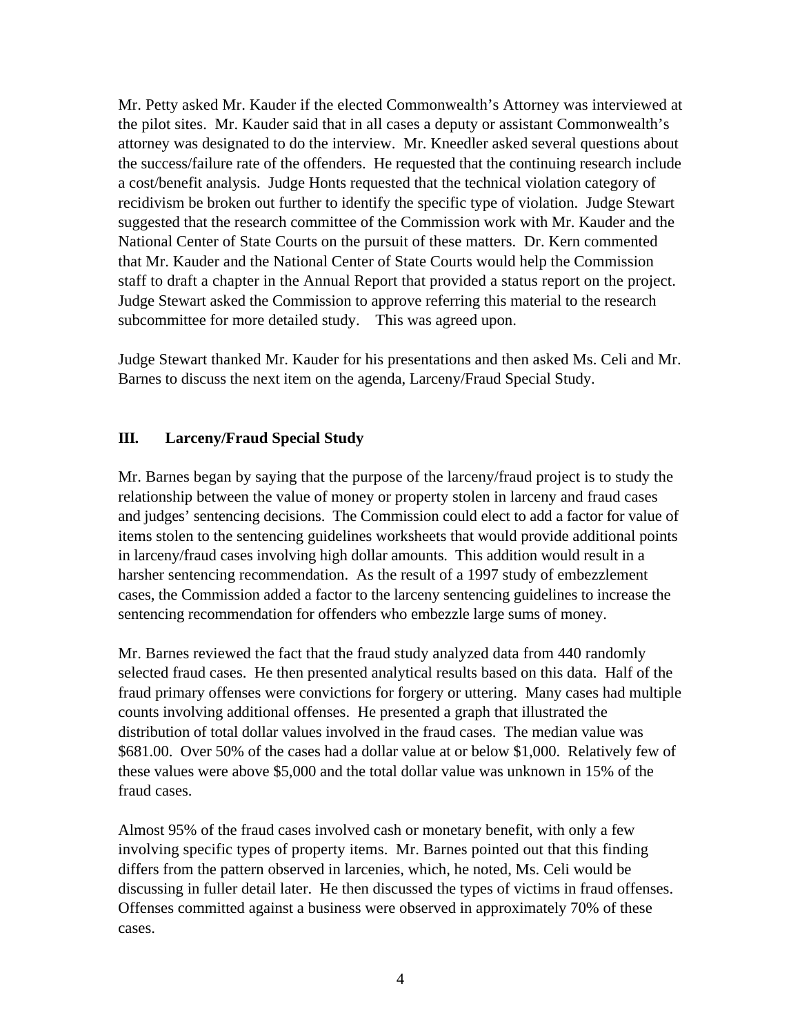Mr. Petty asked Mr. Kauder if the elected Commonwealth's Attorney was interviewed at the pilot sites. Mr. Kauder said that in all cases a deputy or assistant Commonwealth's attorney was designated to do the interview. Mr. Kneedler asked several questions about the success/failure rate of the offenders. He requested that the continuing research include a cost/benefit analysis. Judge Honts requested that the technical violation category of recidivism be broken out further to identify the specific type of violation. Judge Stewart suggested that the research committee of the Commission work with Mr. Kauder and the National Center of State Courts on the pursuit of these matters. Dr. Kern commented that Mr. Kauder and the National Center of State Courts would help the Commission staff to draft a chapter in the Annual Report that provided a status report on the project. Judge Stewart asked the Commission to approve referring this material to the research subcommittee for more detailed study. This was agreed upon.

Judge Stewart thanked Mr. Kauder for his presentations and then asked Ms. Celi and Mr. Barnes to discuss the next item on the agenda, Larceny/Fraud Special Study.

## III. Larceny/Fraud Special Study

Mr. Barnes began by saying that the purpose of the larceny/fraud project is to study the relationship between the value of money or property stolen in larceny and fraud cases and judges' sentencing decisions. The Commission could elect to add a factor for value of items stolen to the sentencing guidelines worksheets that would provide additional points in larceny/fraud cases involving high dollar amounts. This addition would result in a harsher sentencing recommendation. As the result of a 1997 study of embezzlement cases, the Commission added a factor to the larceny sentencing guidelines to increase the sentencing recommendation for offenders who embezzle large sums of money.

Mr. Barnes reviewed the fact that the fraud study analyzed data from 440 randomly selected fraud cases. He then presented analytical results based on this data. Half of the fraud primary offenses were convictions for forgery or uttering. Many cases had multiple counts involving additional offenses. He presented a graph that illustrated the distribution of total dollar values involved in the fraud cases. The median value was \$681.00. Over 50% of the cases had a dollar value at or below \$1,000. Relatively few of these values were above \$5,000 and the total dollar value was unknown in 15% of the fraud cases.

Almost 95% of the fraud cases involved cash or monetary benefit, with only a few involving specific types of property items. Mr. Barnes pointed out that this finding differs from the pattern observed in larcenies, which, he noted, Ms. Celi would be discussing in fuller detail later. He then discussed the types of victims in fraud offenses. Offenses committed against a business were observed in approximately 70% of these cases.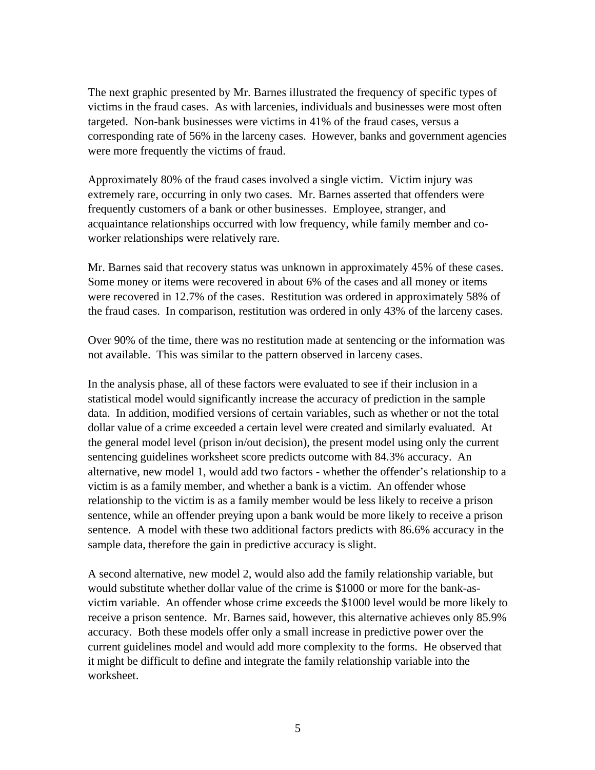The next graphic presented by Mr. Barnes illustrated the frequency of specific types of victims in the fraud cases. As with larcenies, individuals and businesses were most often targeted. Non-bank businesses were victims in 41% of the fraud cases, versus a corresponding rate of 56% in the larceny cases. However, banks and government agencies were more frequently the victims of fraud.

Approximately 80% of the fraud cases involved a single victim. Victim injury was extremely rare, occurring in only two cases. Mr. Barnes asserted that offenders were frequently customers of a bank or other businesses. Employee, stranger, and acquaintance relationships occurred with low frequency, while family member and co-worker relationships were relatively rare.

Mr. Barnes said that recovery status was unknown in approximately 45% of these cases. Some money or items were recovered in about 6% of the cases and all money or items were recovered in 12.7% of the cases. Restitution was ordered in approximately 58% of the fraud cases. In comparison, restitution was ordered in only 43% of the larceny cases.

Over 90% of the time, there was no restitution made at sentencing or the information was not available. This was similar to the pattern observed in larceny cases.

In the analysis phase, all of these factors were evaluated to see if their inclusion in a statistical model would significantly increase the accuracy of prediction in the sample data. In addition, modified versions of certain variables, such as whether or not the total dollar value of a crime exceeded a certain level were created and similarly evaluated. At the general model level (prison in/out decision), the present model using only the current sentencing guidelines worksheet score predicts outcome with 84.3% accuracy. An alternative, new model 1, would add two factors - whether the offender's relationship to a victim is as a family member, and whether a bank is a victim. An offender whose relationship to the victim is as a family member would be less likely to receive a prison sentence, while an offender preying upon a bank would be more likely to receive a prison sentence. A model with these two additional factors predicts with 86.6% accuracy in the sample data, therefore the gain in predictive accuracy is slight.

A second alternative, new model 2, would also add the family relationship variable, but would substitute whether dollar value of the crime is $1000 or more for the bank-as-victim variable. An offender whose crime exceeds the $1000 level would be more likely to receive a prison sentence. Mr. Barnes said, however, this alternative achieves only 85.9% accuracy. Both these models offer only a small increase in predictive power over the current guidelines model and would add more complexity to the forms. He observed that it might be difficult to define and integrate the family relationship variable into the worksheet.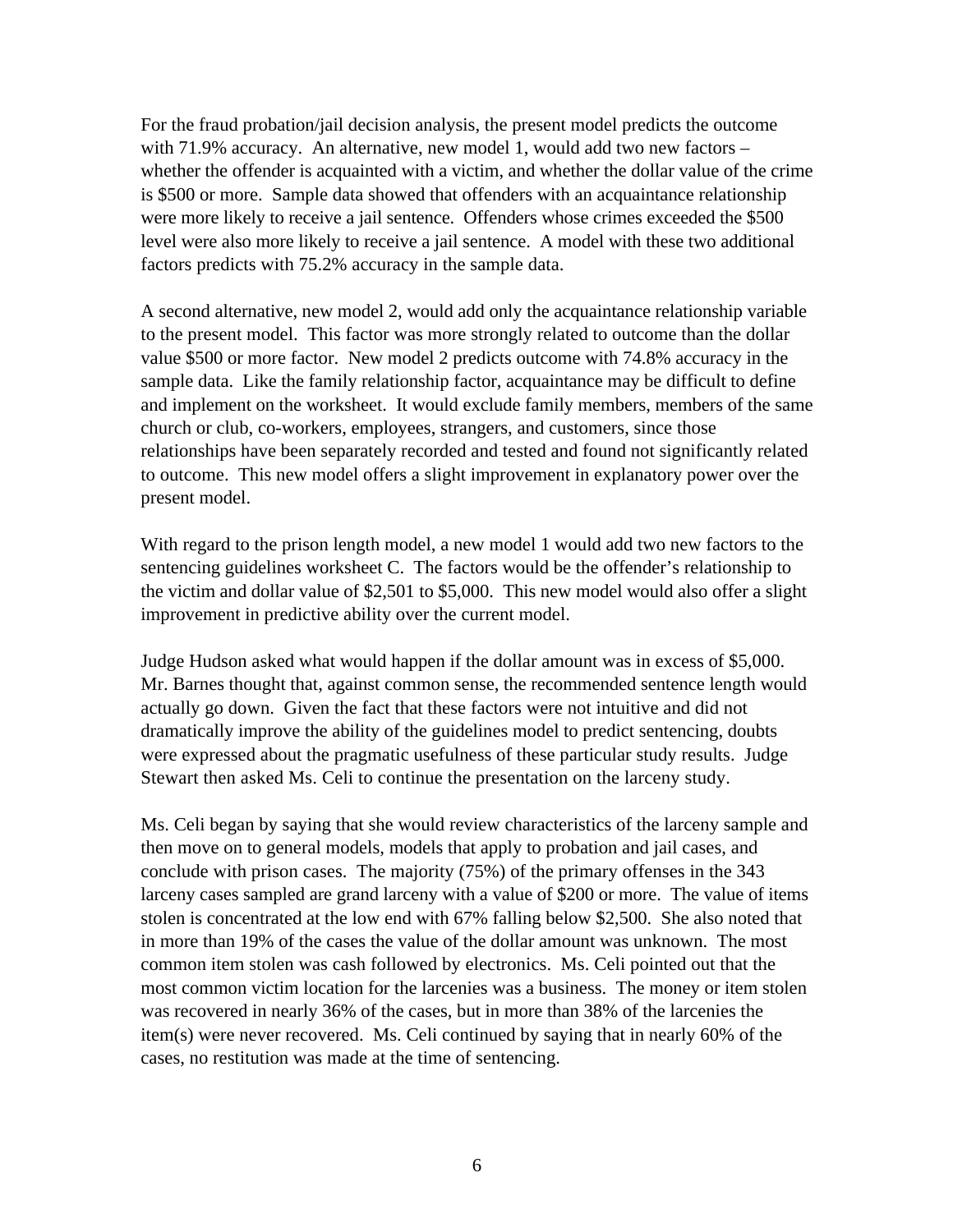For the fraud probation/jail decision analysis, the present model predicts the outcome with 71.9% accuracy. An alternative, new model 1, would add two new factors – whether the offender is acquainted with a victim, and whether the dollar value of the crime is $500 or more. Sample data showed that offenders with an acquaintance relationship were more likely to receive a jail sentence. Offenders whose crimes exceeded the $500 level were also more likely to receive a jail sentence. A model with these two additional factors predicts with 75.2% accuracy in the sample data.

A second alternative, new model 2, would add only the acquaintance relationship variable to the present model. This factor was more strongly related to outcome than the dollar value $500 or more factor. New model 2 predicts outcome with 74.8% accuracy in the sample data. Like the family relationship factor, acquaintance may be difficult to define and implement on the worksheet. It would exclude family members, members of the same church or club, co-workers, employees, strangers, and customers, since those relationships have been separately recorded and tested and found not significantly related to outcome. This new model offers a slight improvement in explanatory power over the present model.

With regard to the prison length model, a new model 1 would add two new factors to the sentencing guidelines worksheet C. The factors would be the offender's relationship to the victim and dollar value of $2,501 to $5,000. This new model would also offer a slight improvement in predictive ability over the current model.

Judge Hudson asked what would happen if the dollar amount was in excess of $5,000. Mr. Barnes thought that, against common sense, the recommended sentence length would actually go down. Given the fact that these factors were not intuitive and did not dramatically improve the ability of the guidelines model to predict sentencing, doubts were expressed about the pragmatic usefulness of these particular study results. Judge Stewart then asked Ms. Celi to continue the presentation on the larceny study.

Ms. Celi began by saying that she would review characteristics of the larceny sample and then move on to general models, models that apply to probation and jail cases, and conclude with prison cases. The majority (75%) of the primary offenses in the 343 larceny cases sampled are grand larceny with a value of $200 or more. The value of items stolen is concentrated at the low end with 67% falling below $2,500. She also noted that in more than 19% of the cases the value of the dollar amount was unknown. The most common item stolen was cash followed by electronics. Ms. Celi pointed out that the most common victim location for the larcenies was a business. The money or item stolen was recovered in nearly 36% of the cases, but in more than 38% of the larcenies the item(s) were never recovered. Ms. Celi continued by saying that in nearly 60% of the cases, no restitution was made at the time of sentencing.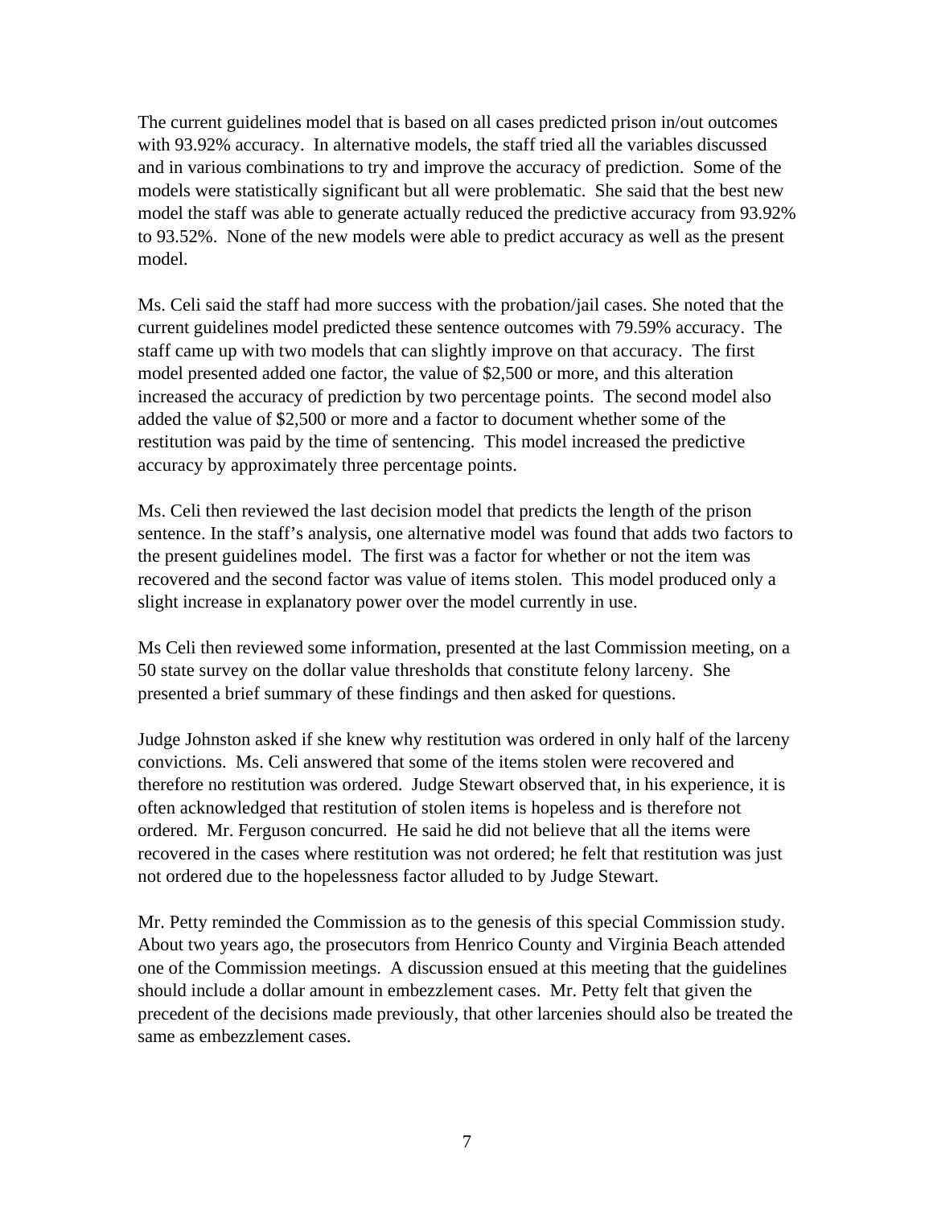The current guidelines model that is based on all cases predicted prison in/out outcomes with 93.92% accuracy. In alternative models, the staff tried all the variables discussed and in various combinations to try and improve the accuracy of prediction. Some of the models were statistically significant but all were problematic. She said that the best new model the staff was able to generate actually reduced the predictive accuracy from 93.92% to 93.52%. None of the new models were able to predict accuracy as well as the present model.

Ms. Celi said the staff had more success with the probation/jail cases. She noted that the current guidelines model predicted these sentence outcomes with 79.59% accuracy. The staff came up with two models that can slightly improve on that accuracy. The first model presented added one factor, the value of $2,500 or more, and this alteration increased the accuracy of prediction by two percentage points. The second model also added the value of $2,500 or more and a factor to document whether some of the restitution was paid by the time of sentencing. This model increased the predictive accuracy by approximately three percentage points.

Ms. Celi then reviewed the last decision model that predicts the length of the prison sentence. In the staff's analysis, one alternative model was found that adds two factors to the present guidelines model. The first was a factor for whether or not the item was recovered and the second factor was value of items stolen. This model produced only a slight increase in explanatory power over the model currently in use.

Ms Celi then reviewed some information, presented at the last Commission meeting, on a 50 state survey on the dollar value thresholds that constitute felony larceny. She presented a brief summary of these findings and then asked for questions.

Judge Johnston asked if she knew why restitution was ordered in only half of the larceny convictions. Ms. Celi answered that some of the items stolen were recovered and therefore no restitution was ordered. Judge Stewart observed that, in his experience, it is often acknowledged that restitution of stolen items is hopeless and is therefore not ordered. Mr. Ferguson concurred. He said he did not believe that all the items were recovered in the cases where restitution was not ordered; he felt that restitution was just not ordered due to the hopelessness factor alluded to by Judge Stewart.

Mr. Petty reminded the Commission as to the genesis of this special Commission study. About two years ago, the prosecutors from Henrico County and Virginia Beach attended one of the Commission meetings. A discussion ensued at this meeting that the guidelines should include a dollar amount in embezzlement cases. Mr. Petty felt that given the precedent of the decisions made previously, that other larcenies should also be treated the same as embezzlement cases.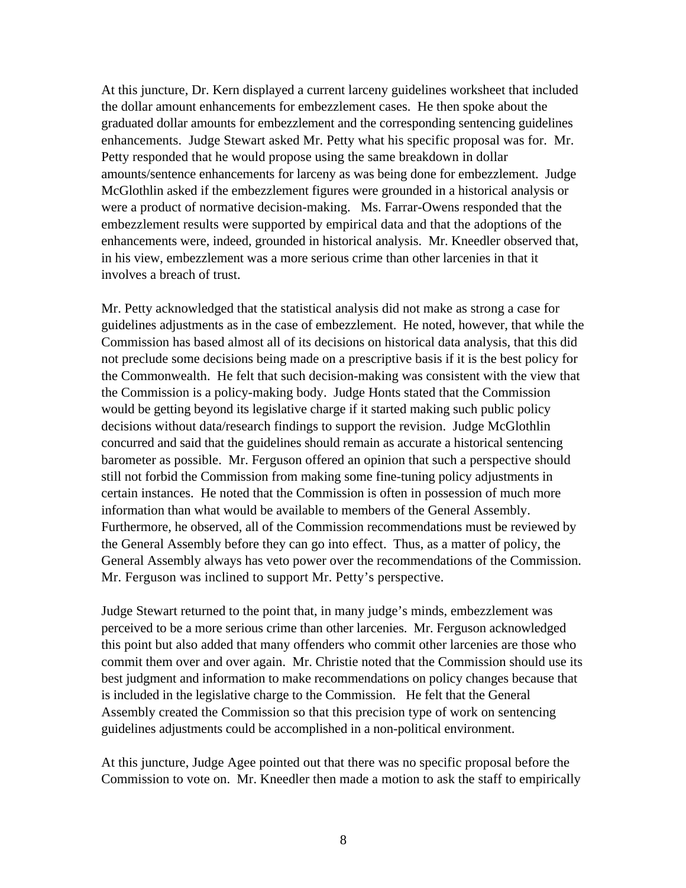At this juncture, Dr. Kern displayed a current larceny guidelines worksheet that included the dollar amount enhancements for embezzlement cases. He then spoke about the graduated dollar amounts for embezzlement and the corresponding sentencing guidelines enhancements. Judge Stewart asked Mr. Petty what his specific proposal was for. Mr. Petty responded that he would propose using the same breakdown in dollar amounts/sentence enhancements for larceny as was being done for embezzlement. Judge McGlothlin asked if the embezzlement figures were grounded in a historical analysis or were a product of normative decision-making. Ms. Farrar-Owens responded that the embezzlement results were supported by empirical data and that the adoptions of the enhancements were, indeed, grounded in historical analysis. Mr. Kneedler observed that, in his view, embezzlement was a more serious crime than other larcenies in that it involves a breach of trust.

Mr. Petty acknowledged that the statistical analysis did not make as strong a case for guidelines adjustments as in the case of embezzlement. He noted, however, that while the Commission has based almost all of its decisions on historical data analysis, that this did not preclude some decisions being made on a prescriptive basis if it is the best policy for the Commonwealth. He felt that such decision-making was consistent with the view that the Commission is a policy-making body. Judge Honts stated that the Commission would be getting beyond its legislative charge if it started making such public policy decisions without data/research findings to support the revision. Judge McGlothlin concurred and said that the guidelines should remain as accurate a historical sentencing barometer as possible. Mr. Ferguson offered an opinion that such a perspective should still not forbid the Commission from making some fine-tuning policy adjustments in certain instances. He noted that the Commission is often in possession of much more information than what would be available to members of the General Assembly. Furthermore, he observed, all of the Commission recommendations must be reviewed by the General Assembly before they can go into effect. Thus, as a matter of policy, the General Assembly always has veto power over the recommendations of the Commission. Mr. Ferguson was inclined to support Mr. Petty's perspective.

Judge Stewart returned to the point that, in many judge's minds, embezzlement was perceived to be a more serious crime than other larcenies. Mr. Ferguson acknowledged this point but also added that many offenders who commit other larcenies are those who commit them over and over again. Mr. Christie noted that the Commission should use its best judgment and information to make recommendations on policy changes because that is included in the legislative charge to the Commission. He felt that the General Assembly created the Commission so that this precision type of work on sentencing guidelines adjustments could be accomplished in a non-political environment.

At this juncture, Judge Agee pointed out that there was no specific proposal before the Commission to vote on. Mr. Kneedler then made a motion to ask the staff to empirically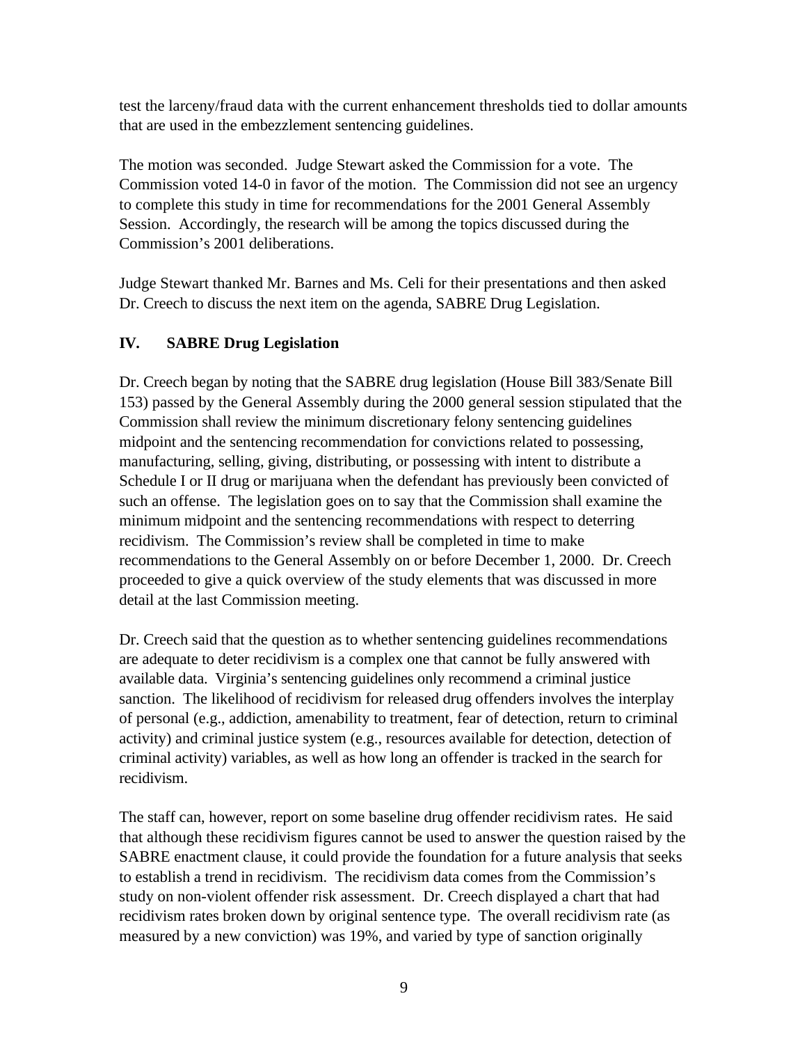test the larceny/fraud data with the current enhancement thresholds tied to dollar amounts that are used in the embezzlement sentencing guidelines.

The motion was seconded. Judge Stewart asked the Commission for a vote. The Commission voted 14-0 in favor of the motion. The Commission did not see an urgency to complete this study in time for recommendations for the 2001 General Assembly Session. Accordingly, the research will be among the topics discussed during the Commission's 2001 deliberations.

Judge Stewart thanked Mr. Barnes and Ms. Celi for their presentations and then asked Dr. Creech to discuss the next item on the agenda, SABRE Drug Legislation.

## IV. SABRE Drug Legislation

Dr. Creech began by noting that the SABRE drug legislation (House Bill 383/Senate Bill 153) passed by the General Assembly during the 2000 general session stipulated that the Commission shall review the minimum discretionary felony sentencing guidelines midpoint and the sentencing recommendation for convictions related to possessing, manufacturing, selling, giving, distributing, or possessing with intent to distribute a Schedule I or II drug or marijuana when the defendant has previously been convicted of such an offense. The legislation goes on to say that the Commission shall examine the minimum midpoint and the sentencing recommendations with respect to deterring recidivism. The Commission's review shall be completed in time to make recommendations to the General Assembly on or before December 1, 2000. Dr. Creech proceeded to give a quick overview of the study elements that was discussed in more detail at the last Commission meeting.

Dr. Creech said that the question as to whether sentencing guidelines recommendations are adequate to deter recidivism is a complex one that cannot be fully answered with available data. Virginia's sentencing guidelines only recommend a criminal justice sanction. The likelihood of recidivism for released drug offenders involves the interplay of personal (e.g., addiction, amenability to treatment, fear of detection, return to criminal activity) and criminal justice system (e.g., resources available for detection, detection of criminal activity) variables, as well as how long an offender is tracked in the search for recidivism.

The staff can, however, report on some baseline drug offender recidivism rates. He said that although these recidivism figures cannot be used to answer the question raised by the SABRE enactment clause, it could provide the foundation for a future analysis that seeks to establish a trend in recidivism. The recidivism data comes from the Commission's study on non-violent offender risk assessment. Dr. Creech displayed a chart that had recidivism rates broken down by original sentence type. The overall recidivism rate (as measured by a new conviction) was 19%, and varied by type of sanction originally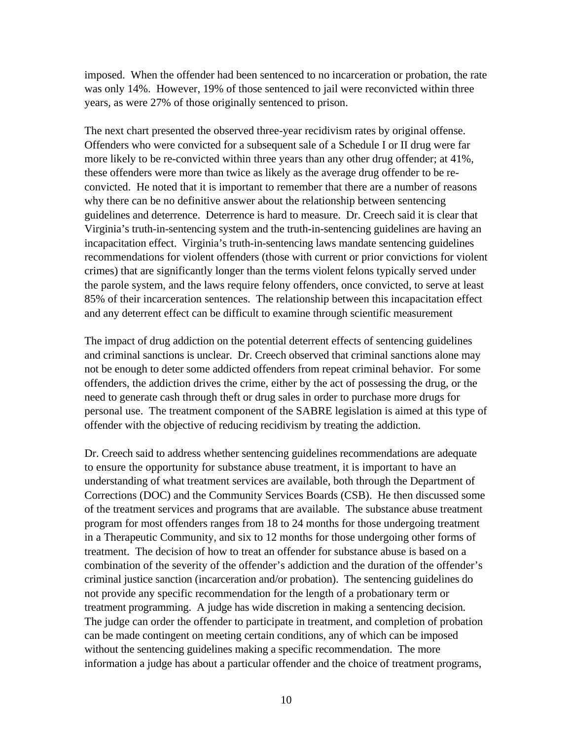imposed. When the offender had been sentenced to no incarceration or probation, the rate was only 14%. However, 19% of those sentenced to jail were reconvicted within three years, as were 27% of those originally sentenced to prison.

The next chart presented the observed three-year recidivism rates by original offense. Offenders who were convicted for a subsequent sale of a Schedule I or II drug were far more likely to be re-convicted within three years than any other drug offender; at 41%, these offenders were more than twice as likely as the average drug offender to be re-convicted. He noted that it is important to remember that there are a number of reasons why there can be no definitive answer about the relationship between sentencing guidelines and deterrence. Deterrence is hard to measure. Dr. Creech said it is clear that Virginia's truth-in-sentencing system and the truth-in-sentencing guidelines are having an incapacitation effect. Virginia's truth-in-sentencing laws mandate sentencing guidelines recommendations for violent offenders (those with current or prior convictions for violent crimes) that are significantly longer than the terms violent felons typically served under the parole system, and the laws require felony offenders, once convicted, to serve at least 85% of their incarceration sentences. The relationship between this incapacitation effect and any deterrent effect can be difficult to examine through scientific measurement

The impact of drug addiction on the potential deterrent effects of sentencing guidelines and criminal sanctions is unclear. Dr. Creech observed that criminal sanctions alone may not be enough to deter some addicted offenders from repeat criminal behavior. For some offenders, the addiction drives the crime, either by the act of possessing the drug, or the need to generate cash through theft or drug sales in order to purchase more drugs for personal use. The treatment component of the SABRE legislation is aimed at this type of offender with the objective of reducing recidivism by treating the addiction.

Dr. Creech said to address whether sentencing guidelines recommendations are adequate to ensure the opportunity for substance abuse treatment, it is important to have an understanding of what treatment services are available, both through the Department of Corrections (DOC) and the Community Services Boards (CSB). He then discussed some of the treatment services and programs that are available. The substance abuse treatment program for most offenders ranges from 18 to 24 months for those undergoing treatment in a Therapeutic Community, and six to 12 months for those undergoing other forms of treatment. The decision of how to treat an offender for substance abuse is based on a combination of the severity of the offender's addiction and the duration of the offender's criminal justice sanction (incarceration and/or probation). The sentencing guidelines do not provide any specific recommendation for the length of a probationary term or treatment programming. A judge has wide discretion in making a sentencing decision. The judge can order the offender to participate in treatment, and completion of probation can be made contingent on meeting certain conditions, any of which can be imposed without the sentencing guidelines making a specific recommendation. The more information a judge has about a particular offender and the choice of treatment programs,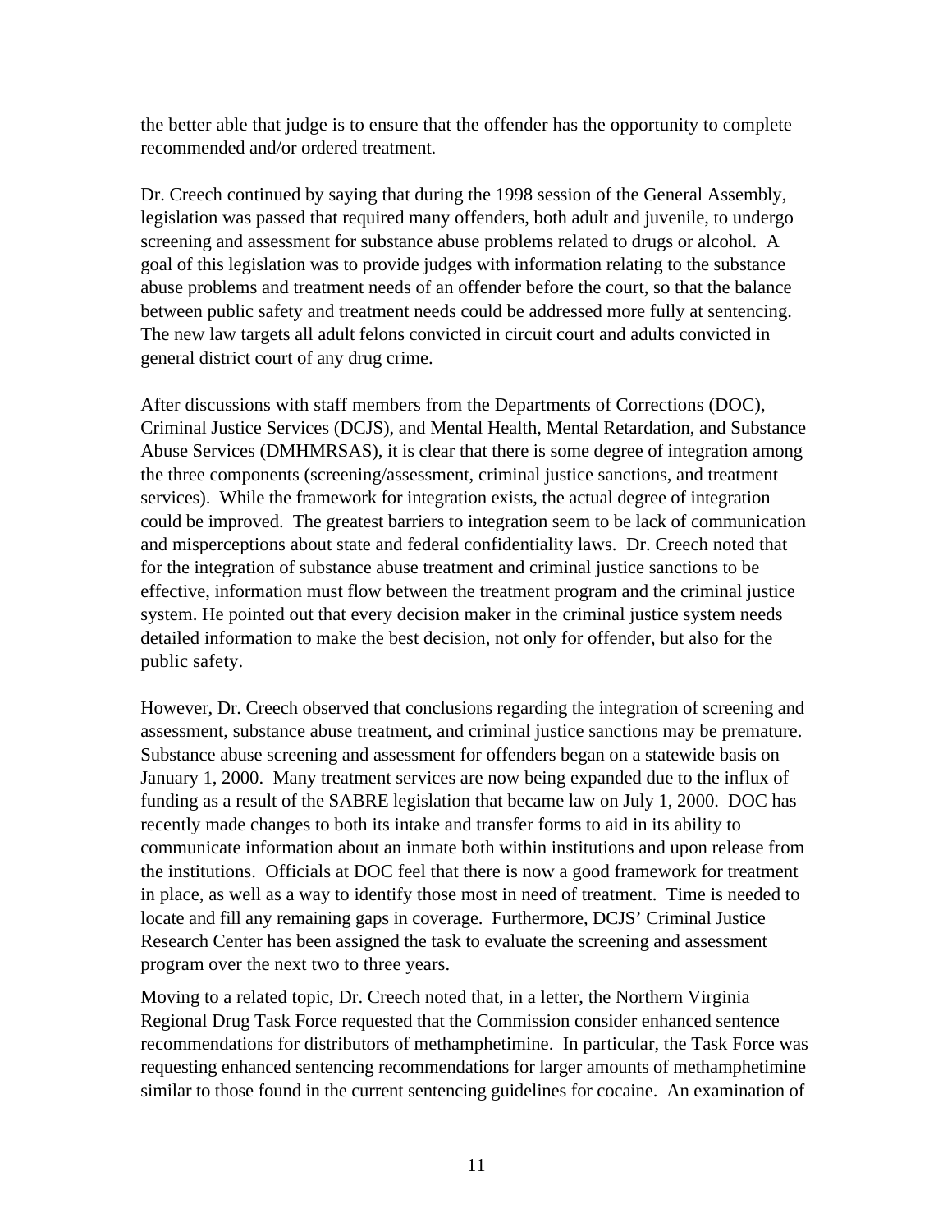the better able that judge is to ensure that the offender has the opportunity to complete recommended and/or ordered treatment.

Dr. Creech continued by saying that during the 1998 session of the General Assembly, legislation was passed that required many offenders, both adult and juvenile, to undergo screening and assessment for substance abuse problems related to drugs or alcohol. A goal of this legislation was to provide judges with information relating to the substance abuse problems and treatment needs of an offender before the court, so that the balance between public safety and treatment needs could be addressed more fully at sentencing. The new law targets all adult felons convicted in circuit court and adults convicted in general district court of any drug crime.

After discussions with staff members from the Departments of Corrections (DOC), Criminal Justice Services (DCJS), and Mental Health, Mental Retardation, and Substance Abuse Services (DMHMRSAS), it is clear that there is some degree of integration among the three components (screening/assessment, criminal justice sanctions, and treatment services). While the framework for integration exists, the actual degree of integration could be improved. The greatest barriers to integration seem to be lack of communication and misperceptions about state and federal confidentiality laws. Dr. Creech noted that for the integration of substance abuse treatment and criminal justice sanctions to be effective, information must flow between the treatment program and the criminal justice system. He pointed out that every decision maker in the criminal justice system needs detailed information to make the best decision, not only for offender, but also for the public safety.

However, Dr. Creech observed that conclusions regarding the integration of screening and assessment, substance abuse treatment, and criminal justice sanctions may be premature. Substance abuse screening and assessment for offenders began on a statewide basis on January 1, 2000. Many treatment services are now being expanded due to the influx of funding as a result of the SABRE legislation that became law on July 1, 2000. DOC has recently made changes to both its intake and transfer forms to aid in its ability to communicate information about an inmate both within institutions and upon release from the institutions. Officials at DOC feel that there is now a good framework for treatment in place, as well as a way to identify those most in need of treatment. Time is needed to locate and fill any remaining gaps in coverage. Furthermore, DCJS' Criminal Justice Research Center has been assigned the task to evaluate the screening and assessment program over the next two to three years.

Moving to a related topic, Dr. Creech noted that, in a letter, the Northern Virginia Regional Drug Task Force requested that the Commission consider enhanced sentence recommendations for distributors of methamphetimine. In particular, the Task Force was requesting enhanced sentencing recommendations for larger amounts of methamphetimine similar to those found in the current sentencing guidelines for cocaine. An examination of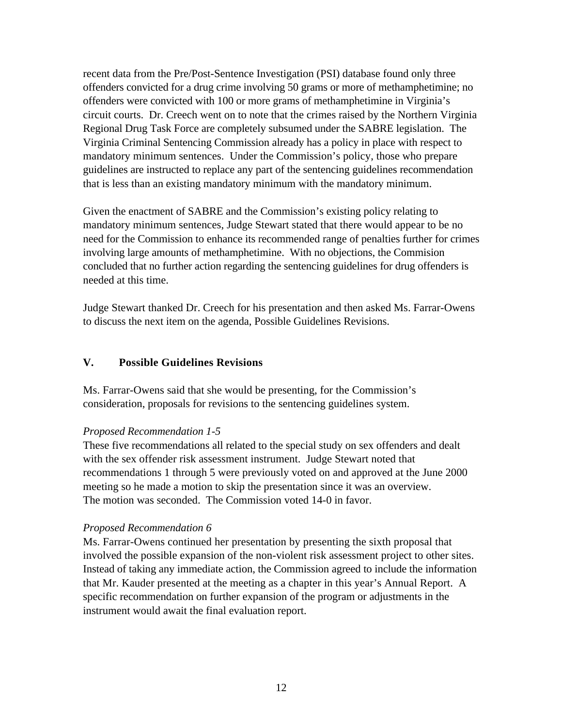recent data from the Pre/Post-Sentence Investigation (PSI) database found only three offenders convicted for a drug crime involving 50 grams or more of methamphetimine; no offenders were convicted with 100 or more grams of methamphetimine in Virginia's circuit courts. Dr. Creech went on to note that the crimes raised by the Northern Virginia Regional Drug Task Force are completely subsumed under the SABRE legislation. The Virginia Criminal Sentencing Commission already has a policy in place with respect to mandatory minimum sentences. Under the Commission's policy, those who prepare guidelines are instructed to replace any part of the sentencing guidelines recommendation that is less than an existing mandatory minimum with the mandatory minimum.

Given the enactment of SABRE and the Commission's existing policy relating to mandatory minimum sentences, Judge Stewart stated that there would appear to be no need for the Commission to enhance its recommended range of penalties further for crimes involving large amounts of methamphetimine. With no objections, the Commision concluded that no further action regarding the sentencing guidelines for drug offenders is needed at this time.

Judge Stewart thanked Dr. Creech for his presentation and then asked Ms. Farrar-Owens to discuss the next item on the agenda, Possible Guidelines Revisions.

## V. Possible Guidelines Revisions

Ms. Farrar-Owens said that she would be presenting, for the Commission's consideration, proposals for revisions to the sentencing guidelines system.

*Proposed Recommendation 1-5*

These five recommendations all related to the special study on sex offenders and dealt with the sex offender risk assessment instrument. Judge Stewart noted that recommendations 1 through 5 were previously voted on and approved at the June 2000 meeting so he made a motion to skip the presentation since it was an overview. The motion was seconded. The Commission voted 14-0 in favor.

*Proposed Recommendation 6*

Ms. Farrar-Owens continued her presentation by presenting the sixth proposal that involved the possible expansion of the non-violent risk assessment project to other sites. Instead of taking any immediate action, the Commission agreed to include the information that Mr. Kauder presented at the meeting as a chapter in this year's Annual Report. A specific recommendation on further expansion of the program or adjustments in the instrument would await the final evaluation report.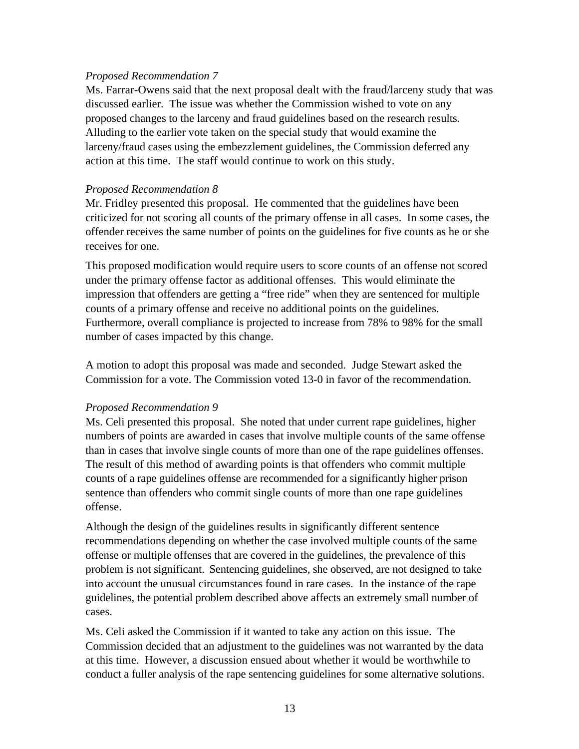*Proposed Recommendation 7*

Ms. Farrar-Owens said that the next proposal dealt with the fraud/larceny study that was discussed earlier. The issue was whether the Commission wished to vote on any proposed changes to the larceny and fraud guidelines based on the research results. Alluding to the earlier vote taken on the special study that would examine the larceny/fraud cases using the embezzlement guidelines, the Commission deferred any action at this time. The staff would continue to work on this study.

*Proposed Recommendation 8*

Mr. Fridley presented this proposal. He commented that the guidelines have been criticized for not scoring all counts of the primary offense in all cases. In some cases, the offender receives the same number of points on the guidelines for five counts as he or she receives for one.

This proposed modification would require users to score counts of an offense not scored under the primary offense factor as additional offenses. This would eliminate the impression that offenders are getting a "free ride" when they are sentenced for multiple counts of a primary offense and receive no additional points on the guidelines. Furthermore, overall compliance is projected to increase from 78% to 98% for the small number of cases impacted by this change.

A motion to adopt this proposal was made and seconded. Judge Stewart asked the Commission for a vote. The Commission voted 13-0 in favor of the recommendation.

*Proposed Recommendation 9*

Ms. Celi presented this proposal. She noted that under current rape guidelines, higher numbers of points are awarded in cases that involve multiple counts of the same offense than in cases that involve single counts of more than one of the rape guidelines offenses. The result of this method of awarding points is that offenders who commit multiple counts of a rape guidelines offense are recommended for a significantly higher prison sentence than offenders who commit single counts of more than one rape guidelines offense.

Although the design of the guidelines results in significantly different sentence recommendations depending on whether the case involved multiple counts of the same offense or multiple offenses that are covered in the guidelines, the prevalence of this problem is not significant. Sentencing guidelines, she observed, are not designed to take into account the unusual circumstances found in rare cases. In the instance of the rape guidelines, the potential problem described above affects an extremely small number of cases.

Ms. Celi asked the Commission if it wanted to take any action on this issue. The Commission decided that an adjustment to the guidelines was not warranted by the data at this time. However, a discussion ensued about whether it would be worthwhile to conduct a fuller analysis of the rape sentencing guidelines for some alternative solutions.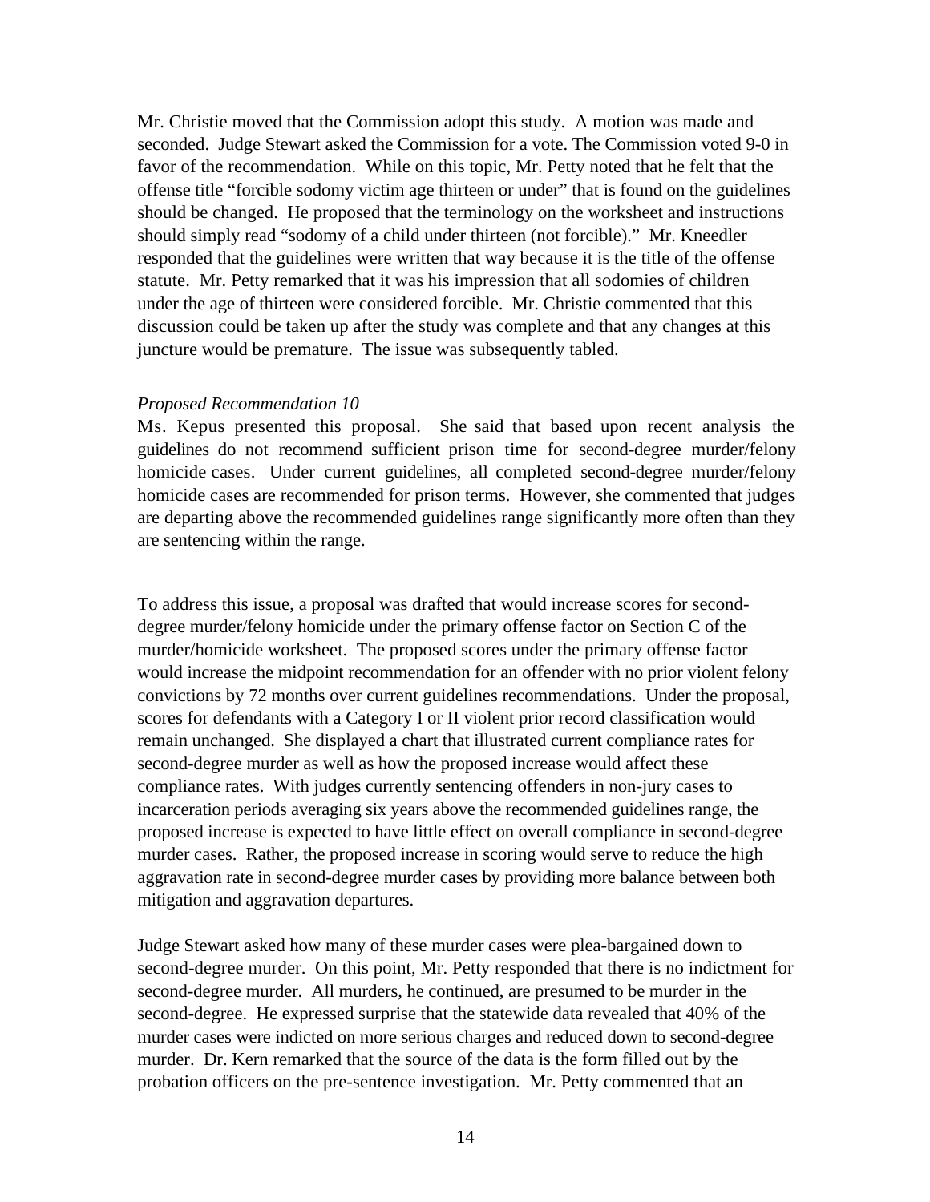Mr. Christie moved that the Commission adopt this study. A motion was made and seconded. Judge Stewart asked the Commission for a vote. The Commission voted 9-0 in favor of the recommendation. While on this topic, Mr. Petty noted that he felt that the offense title "forcible sodomy victim age thirteen or under" that is found on the guidelines should be changed. He proposed that the terminology on the worksheet and instructions should simply read "sodomy of a child under thirteen (not forcible)." Mr. Kneedler responded that the guidelines were written that way because it is the title of the offense statute. Mr. Petty remarked that it was his impression that all sodomies of children under the age of thirteen were considered forcible. Mr. Christie commented that this discussion could be taken up after the study was complete and that any changes at this juncture would be premature. The issue was subsequently tabled.

*Proposed Recommendation 10*

Ms. Kepus presented this proposal. She said that based upon recent analysis the guidelines do not recommend sufficient prison time for second-degree murder/felony homicide cases. Under current guidelines, all completed second-degree murder/felony homicide cases are recommended for prison terms. However, she commented that judges are departing above the recommended guidelines range significantly more often than they are sentencing within the range.

To address this issue, a proposal was drafted that would increase scores for second-degree murder/felony homicide under the primary offense factor on Section C of the murder/homicide worksheet. The proposed scores under the primary offense factor would increase the midpoint recommendation for an offender with no prior violent felony convictions by 72 months over current guidelines recommendations. Under the proposal, scores for defendants with a Category I or II violent prior record classification would remain unchanged. She displayed a chart that illustrated current compliance rates for second-degree murder as well as how the proposed increase would affect these compliance rates. With judges currently sentencing offenders in non-jury cases to incarceration periods averaging six years above the recommended guidelines range, the proposed increase is expected to have little effect on overall compliance in second-degree murder cases. Rather, the proposed increase in scoring would serve to reduce the high aggravation rate in second-degree murder cases by providing more balance between both mitigation and aggravation departures.

Judge Stewart asked how many of these murder cases were plea-bargained down to second-degree murder. On this point, Mr. Petty responded that there is no indictment for second-degree murder. All murders, he continued, are presumed to be murder in the second-degree. He expressed surprise that the statewide data revealed that 40% of the murder cases were indicted on more serious charges and reduced down to second-degree murder. Dr. Kern remarked that the source of the data is the form filled out by the probation officers on the pre-sentence investigation. Mr. Petty commented that an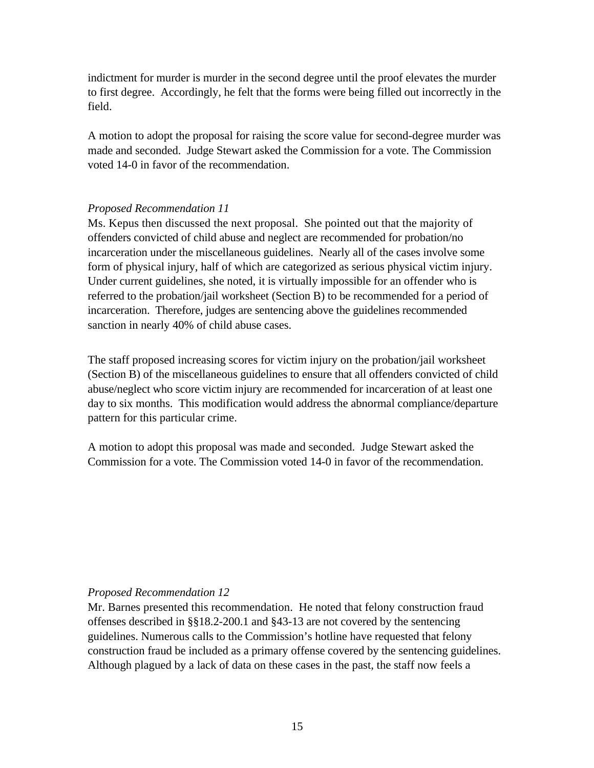indictment for murder is murder in the second degree until the proof elevates the murder to first degree. Accordingly, he felt that the forms were being filled out incorrectly in the field.

A motion to adopt the proposal for raising the score value for second-degree murder was made and seconded. Judge Stewart asked the Commission for a vote. The Commission voted 14-0 in favor of the recommendation.

*Proposed Recommendation 11*

Ms. Kepus then discussed the next proposal. She pointed out that the majority of offenders convicted of child abuse and neglect are recommended for probation/no incarceration under the miscellaneous guidelines. Nearly all of the cases involve some form of physical injury, half of which are categorized as serious physical victim injury. Under current guidelines, she noted, it is virtually impossible for an offender who is referred to the probation/jail worksheet (Section B) to be recommended for a period of incarceration. Therefore, judges are sentencing above the guidelines recommended sanction in nearly 40% of child abuse cases.

The staff proposed increasing scores for victim injury on the probation/jail worksheet (Section B) of the miscellaneous guidelines to ensure that all offenders convicted of child abuse/neglect who score victim injury are recommended for incarceration of at least one day to six months. This modification would address the abnormal compliance/departure pattern for this particular crime.

A motion to adopt this proposal was made and seconded. Judge Stewart asked the Commission for a vote. The Commission voted 14-0 in favor of the recommendation.

*Proposed Recommendation 12*

Mr. Barnes presented this recommendation. He noted that felony construction fraud offenses described in §§18.2-200.1 and §43-13 are not covered by the sentencing guidelines. Numerous calls to the Commission's hotline have requested that felony construction fraud be included as a primary offense covered by the sentencing guidelines. Although plagued by a lack of data on these cases in the past, the staff now feels a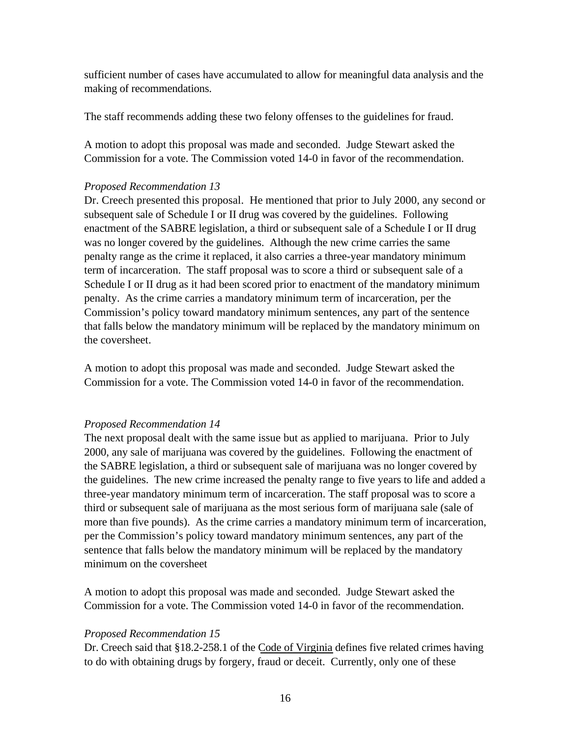sufficient number of cases have accumulated to allow for meaningful data analysis and the making of recommendations.

The staff recommends adding these two felony offenses to the guidelines for fraud.

A motion to adopt this proposal was made and seconded. Judge Stewart asked the Commission for a vote. The Commission voted 14-0 in favor of the recommendation.

*Proposed Recommendation 13*

Dr. Creech presented this proposal. He mentioned that prior to July 2000, any second or subsequent sale of Schedule I or II drug was covered by the guidelines. Following enactment of the SABRE legislation, a third or subsequent sale of a Schedule I or II drug was no longer covered by the guidelines. Although the new crime carries the same penalty range as the crime it replaced, it also carries a three-year mandatory minimum term of incarceration. The staff proposal was to score a third or subsequent sale of a Schedule I or II drug as it had been scored prior to enactment of the mandatory minimum penalty. As the crime carries a mandatory minimum term of incarceration, per the Commission's policy toward mandatory minimum sentences, any part of the sentence that falls below the mandatory minimum will be replaced by the mandatory minimum on the coversheet.

A motion to adopt this proposal was made and seconded. Judge Stewart asked the Commission for a vote. The Commission voted 14-0 in favor of the recommendation.

*Proposed Recommendation 14*

The next proposal dealt with the same issue but as applied to marijuana. Prior to July 2000, any sale of marijuana was covered by the guidelines. Following the enactment of the SABRE legislation, a third or subsequent sale of marijuana was no longer covered by the guidelines. The new crime increased the penalty range to five years to life and added a three-year mandatory minimum term of incarceration. The staff proposal was to score a third or subsequent sale of marijuana as the most serious form of marijuana sale (sale of more than five pounds). As the crime carries a mandatory minimum term of incarceration, per the Commission's policy toward mandatory minimum sentences, any part of the sentence that falls below the mandatory minimum will be replaced by the mandatory minimum on the coversheet

A motion to adopt this proposal was made and seconded. Judge Stewart asked the Commission for a vote. The Commission voted 14-0 in favor of the recommendation.

*Proposed Recommendation 15*

Dr. Creech said that §18.2-258.1 of the Code of Virginia defines five related crimes having to do with obtaining drugs by forgery, fraud or deceit. Currently, only one of these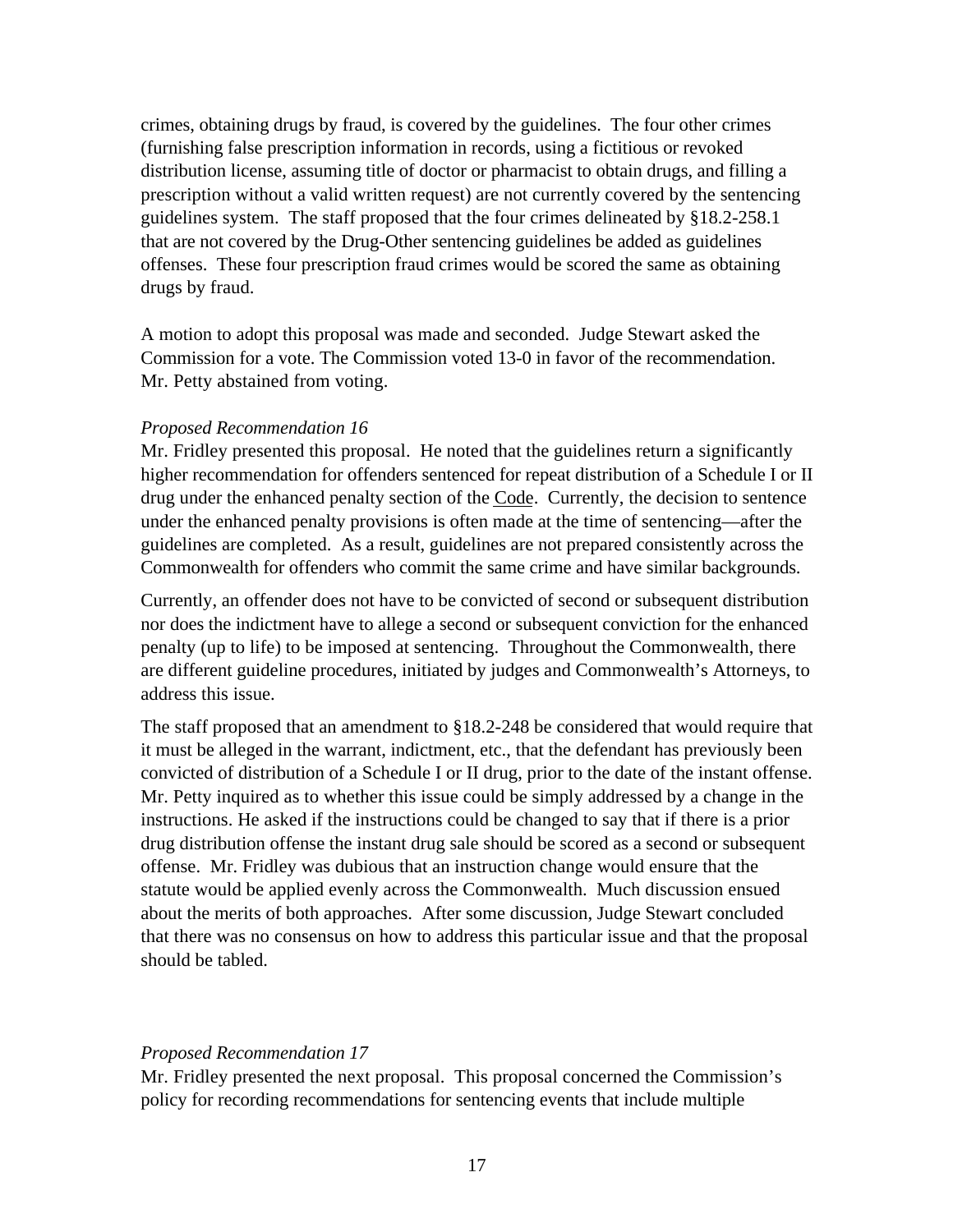crimes, obtaining drugs by fraud, is covered by the guidelines. The four other crimes (furnishing false prescription information in records, using a fictitious or revoked distribution license, assuming title of doctor or pharmacist to obtain drugs, and filling a prescription without a valid written request) are not currently covered by the sentencing guidelines system. The staff proposed that the four crimes delineated by §18.2-258.1 that are not covered by the Drug-Other sentencing guidelines be added as guidelines offenses. These four prescription fraud crimes would be scored the same as obtaining drugs by fraud.

A motion to adopt this proposal was made and seconded. Judge Stewart asked the Commission for a vote. The Commission voted 13-0 in favor of the recommendation. Mr. Petty abstained from voting.

*Proposed Recommendation 16*

Mr. Fridley presented this proposal. He noted that the guidelines return a significantly higher recommendation for offenders sentenced for repeat distribution of a Schedule I or II drug under the enhanced penalty section of the Code. Currently, the decision to sentence under the enhanced penalty provisions is often made at the time of sentencing—after the guidelines are completed. As a result, guidelines are not prepared consistently across the Commonwealth for offenders who commit the same crime and have similar backgrounds.

Currently, an offender does not have to be convicted of second or subsequent distribution nor does the indictment have to allege a second or subsequent conviction for the enhanced penalty (up to life) to be imposed at sentencing. Throughout the Commonwealth, there are different guideline procedures, initiated by judges and Commonwealth's Attorneys, to address this issue.

The staff proposed that an amendment to §18.2-248 be considered that would require that it must be alleged in the warrant, indictment, etc., that the defendant has previously been convicted of distribution of a Schedule I or II drug, prior to the date of the instant offense. Mr. Petty inquired as to whether this issue could be simply addressed by a change in the instructions. He asked if the instructions could be changed to say that if there is a prior drug distribution offense the instant drug sale should be scored as a second or subsequent offense. Mr. Fridley was dubious that an instruction change would ensure that the statute would be applied evenly across the Commonwealth. Much discussion ensued about the merits of both approaches. After some discussion, Judge Stewart concluded that there was no consensus on how to address this particular issue and that the proposal should be tabled.

*Proposed Recommendation 17*

Mr. Fridley presented the next proposal. This proposal concerned the Commission's policy for recording recommendations for sentencing events that include multiple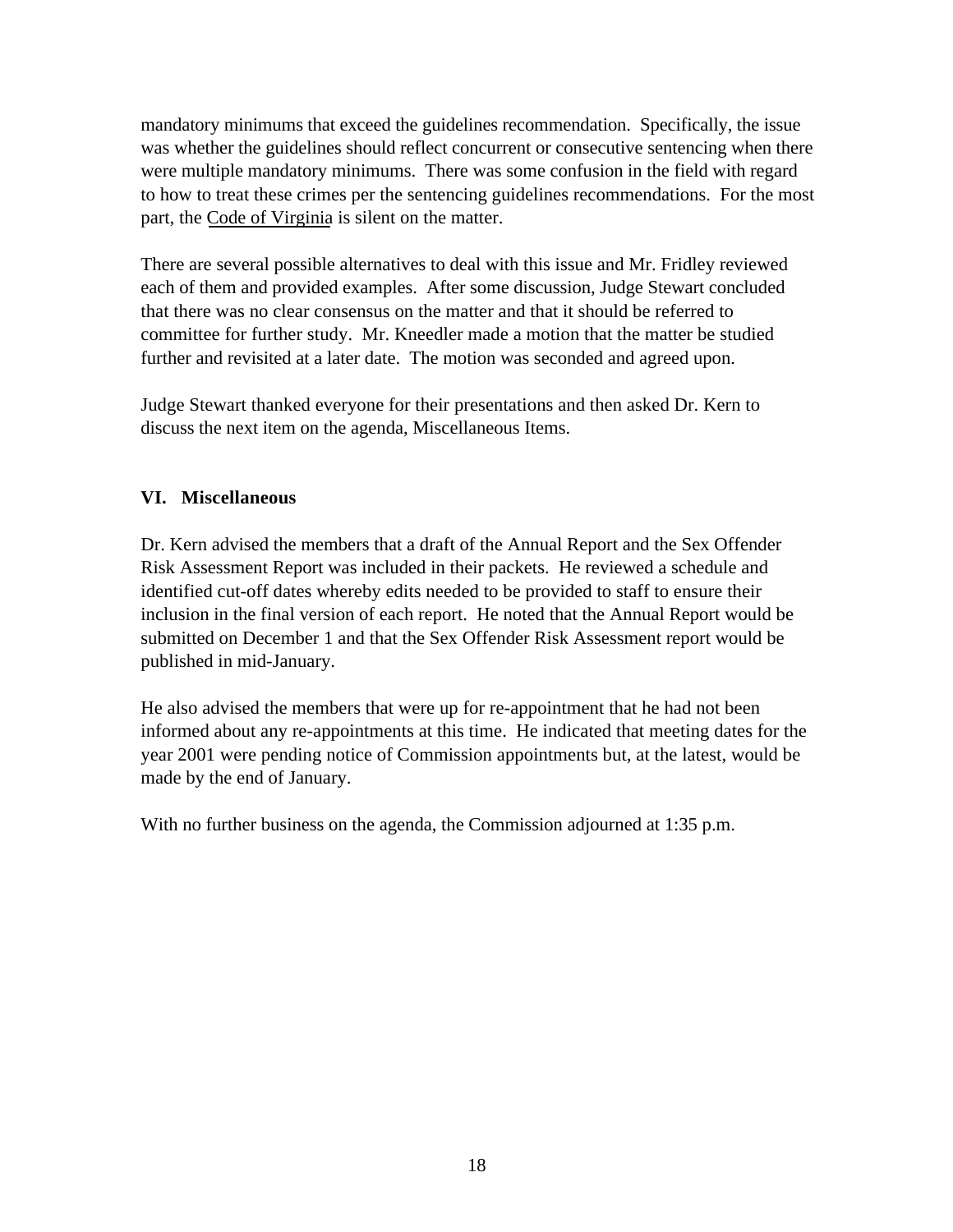mandatory minimums that exceed the guidelines recommendation. Specifically, the issue was whether the guidelines should reflect concurrent or consecutive sentencing when there were multiple mandatory minimums. There was some confusion in the field with regard to how to treat these crimes per the sentencing guidelines recommendations. For the most part, the Code of Virginia is silent on the matter.

There are several possible alternatives to deal with this issue and Mr. Fridley reviewed each of them and provided examples. After some discussion, Judge Stewart concluded that there was no clear consensus on the matter and that it should be referred to committee for further study. Mr. Kneedler made a motion that the matter be studied further and revisited at a later date. The motion was seconded and agreed upon.

Judge Stewart thanked everyone for their presentations and then asked Dr. Kern to discuss the next item on the agenda, Miscellaneous Items.

## VI. Miscellaneous

Dr. Kern advised the members that a draft of the Annual Report and the Sex Offender Risk Assessment Report was included in their packets. He reviewed a schedule and identified cut-off dates whereby edits needed to be provided to staff to ensure their inclusion in the final version of each report. He noted that the Annual Report would be submitted on December 1 and that the Sex Offender Risk Assessment report would be published in mid-January.

He also advised the members that were up for re-appointment that he had not been informed about any re-appointments at this time. He indicated that meeting dates for the year 2001 were pending notice of Commission appointments but, at the latest, would be made by the end of January.

With no further business on the agenda, the Commission adjourned at 1:35 p.m.